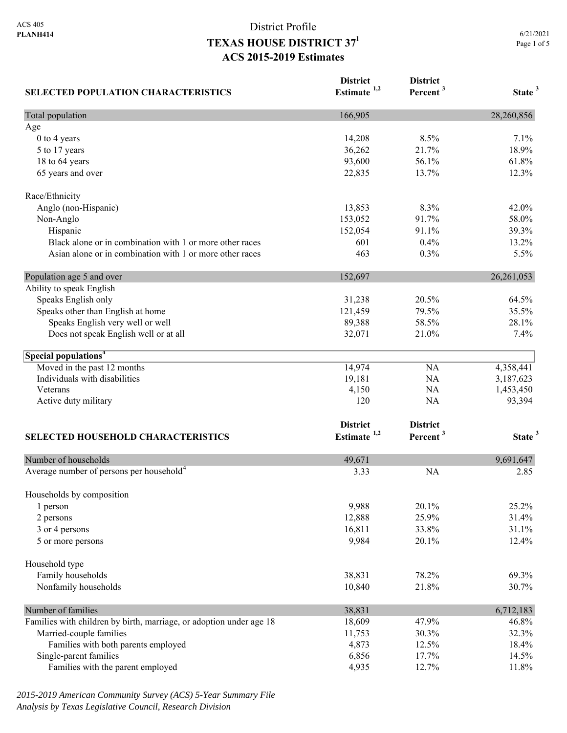ACS 405
**PLANH414**

# District Profile
# TEXAS HOUSE DISTRICT 37[1]
## ACS 2015-2019 Estimates

6/21/2021

| SELECTED POPULATION CHARACTERISTICS | District Estimate [1,2] | District Percent [3] | State [3] |
|---|---|---|---|
| Total population | 166,905 | | 28,260,856 |
| Age | | | |
| 0 to 4 years | 14,208 | 8.5% | 7.1% |
| 5 to 17 years | 36,262 | 21.7% | 18.9% |
| 18 to 64 years | 93,600 | 56.1% | 61.8% |
| 65 years and over | 22,835 | 13.7% | 12.3% |
| | | | |
| Race/Ethnicity | | | |
| Anglo (non-Hispanic) | 13,853 | 8.3% | 42.0% |
| Non-Anglo | 153,052 | 91.7% | 58.0% |
| Hispanic | 152,054 | 91.1% | 39.3% |
| Black alone or in combination with 1 or more other races | 601 | 0.4% | 13.2% |
| Asian alone or in combination with 1 or more other races | 463 | 0.3% | 5.5% |
| | | | |
| Population age 5 and over | 152,697 | | 26,261,053 |
| Ability to speak English | | | |
| Speaks English only | 31,238 | 20.5% | 64.5% |
| Speaks other than English at home | 121,459 | 79.5% | 35.5% |
| Speaks English very well or well | 89,388 | 58.5% | 28.1% |
| Does not speak English well or at all | 32,071 | 21.0% | 7.4% |
| | | | |
| **Special populations[4]** | | | |
| Moved in the past 12 months | 14,974 | NA | 4,358,441 |
| Individuals with disabilities | 19,181 | NA | 3,187,623 |
| Veterans | 4,150 | NA | 1,453,450 |
| Active duty military | 120 | NA | 93,394 |

| SELECTED HOUSEHOLD CHARACTERISTICS | District Estimate [1,2] | District Percent [3] | State [3] |
|---|---|---|---|
| Number of households | 49,671 | | 9,691,647 |
| Average number of persons per household[4] | 3.33 | NA | 2.85 |
| | | | |
| Households by composition | | | |
| 1 person | 9,988 | 20.1% | 25.2% |
| 2 persons | 12,888 | 25.9% | 31.4% |
| 3 or 4 persons | 16,811 | 33.8% | 31.1% |
| 5 or more persons | 9,984 | 20.1% | 12.4% |
| | | | |
| Household type | | | |
| Family households | 38,831 | 78.2% | 69.3% |
| Nonfamily households | 10,840 | 21.8% | 30.7% |
| | | | |
| Number of families | 38,831 | | 6,712,183 |
| Families with children by birth, marriage, or adoption under age 18 | 18,609 | 47.9% | 46.8% |
| Married-couple families | 11,753 | 30.3% | 32.3% |
| Families with both parents employed | 4,873 | 12.5% | 18.4% |
| Single-parent families | 6,856 | 17.7% | 14.5% |
| Families with the parent employed | 4,935 | 12.7% | 11.8% |

*2015-2019 American Community Survey (ACS) 5-Year Summary File*
*Analysis by Texas Legislative Council, Research Division*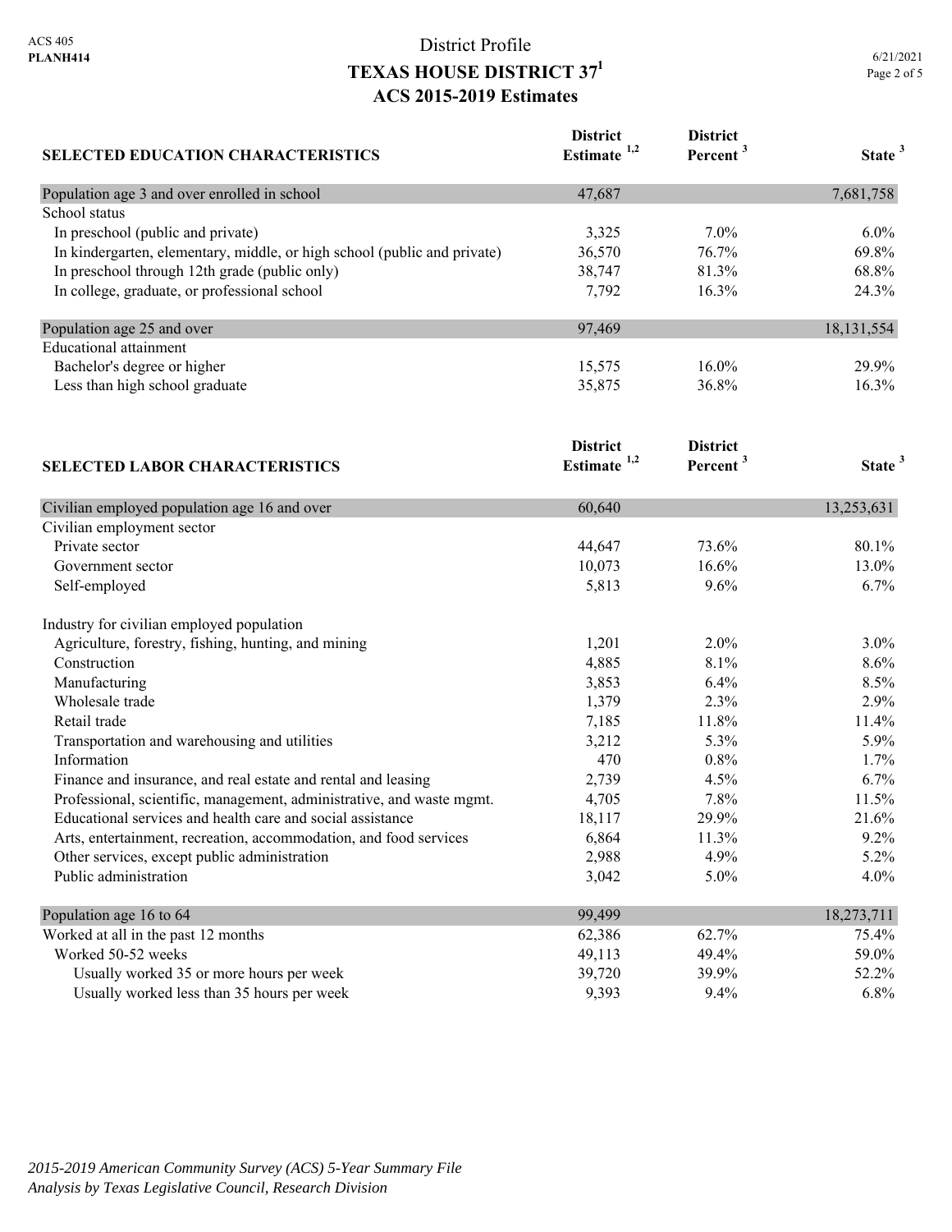# District Profile
## TEXAS HOUSE DISTRICT 37[1]
## ACS 2015-2019 Estimates

| SELECTED EDUCATION CHARACTERISTICS | District Estimate [1,2] | District Percent [3] | State [3] |
|---|---|---|---|
| Population age 3 and over enrolled in school | 47,687 | | 7,681,758 |
| School status | | | |
| In preschool (public and private) | 3,325 | 7.0% | 6.0% |
| In kindergarten, elementary, middle, or high school (public and private) | 36,570 | 76.7% | 69.8% |
| In preschool through 12th grade (public only) | 38,747 | 81.3% | 68.8% |
| In college, graduate, or professional school | 7,792 | 16.3% | 24.3% |
| Population age 25 and over | 97,469 | | 18,131,554 |
| Educational attainment | | | |
| Bachelor's degree or higher | 15,575 | 16.0% | 29.9% |
| Less than high school graduate | 35,875 | 36.8% | 16.3% |

| SELECTED LABOR CHARACTERISTICS | District Estimate [1,2] | District Percent [3] | State [3] |
|---|---|---|---|
| Civilian employed population age 16 and over | 60,640 | | 13,253,631 |
| Civilian employment sector | | | |
| Private sector | 44,647 | 73.6% | 80.1% |
| Government sector | 10,073 | 16.6% | 13.0% |
| Self-employed | 5,813 | 9.6% | 6.7% |
| Industry for civilian employed population | | | |
| Agriculture, forestry, fishing, hunting, and mining | 1,201 | 2.0% | 3.0% |
| Construction | 4,885 | 8.1% | 8.6% |
| Manufacturing | 3,853 | 6.4% | 8.5% |
| Wholesale trade | 1,379 | 2.3% | 2.9% |
| Retail trade | 7,185 | 11.8% | 11.4% |
| Transportation and warehousing and utilities | 3,212 | 5.3% | 5.9% |
| Information | 470 | 0.8% | 1.7% |
| Finance and insurance, and real estate and rental and leasing | 2,739 | 4.5% | 6.7% |
| Professional, scientific, management, administrative, and waste mgmt. | 4,705 | 7.8% | 11.5% |
| Educational services and health care and social assistance | 18,117 | 29.9% | 21.6% |
| Arts, entertainment, recreation, accommodation, and food services | 6,864 | 11.3% | 9.2% |
| Other services, except public administration | 2,988 | 4.9% | 5.2% |
| Public administration | 3,042 | 5.0% | 4.0% |
| Population age 16 to 64 | 99,499 | | 18,273,711 |
| Worked at all in the past 12 months | 62,386 | 62.7% | 75.4% |
| Worked 50-52 weeks | 49,113 | 49.4% | 59.0% |
| Usually worked 35 or more hours per week | 39,720 | 39.9% | 52.2% |
| Usually worked less than 35 hours per week | 9,393 | 9.4% | 6.8% |

*2015-2019 American Community Survey (ACS) 5-Year Summary File*
*Analysis by Texas Legislative Council, Research Division*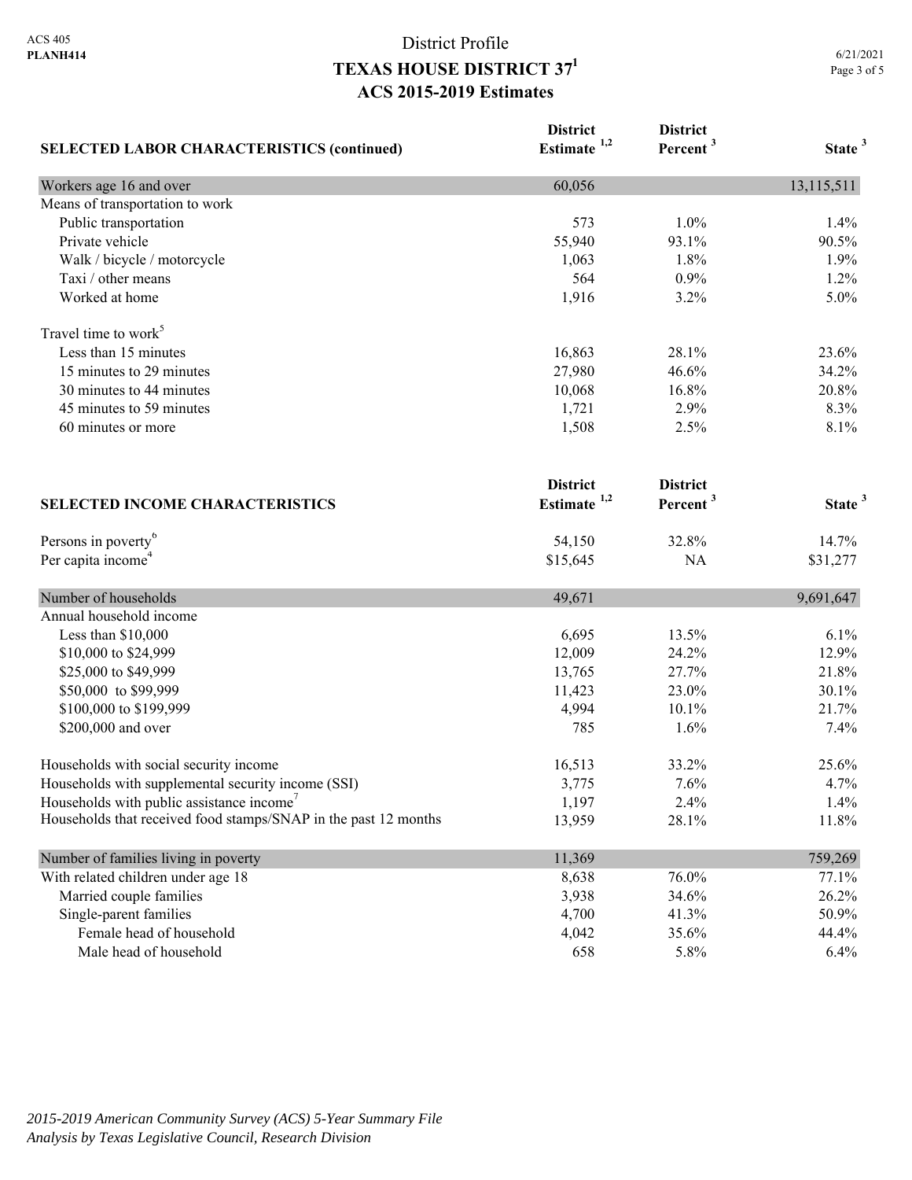# District Profile

## TEXAS HOUSE DISTRICT 37[1]

### ACS 2015-2019 Estimates

| SELECTED LABOR CHARACTERISTICS (continued) | District Estimate [1,2] | District Percent [3] | State [3] |
|---|---|---|---|
| Workers age 16 and over | 60,056 | | 13,115,511 |
| Means of transportation to work | | | |
| Public transportation | 573 | 1.0% | 1.4% |
| Private vehicle | 55,940 | 93.1% | 90.5% |
| Walk / bicycle / motorcycle | 1,063 | 1.8% | 1.9% |
| Taxi / other means | 564 | 0.9% | 1.2% |
| Worked at home | 1,916 | 3.2% | 5.0% |
| Travel time to work[5] | | | |
| Less than 15 minutes | 16,863 | 28.1% | 23.6% |
| 15 minutes to 29 minutes | 27,980 | 46.6% | 34.2% |
| 30 minutes to 44 minutes | 10,068 | 16.8% | 20.8% |
| 45 minutes to 59 minutes | 1,721 | 2.9% | 8.3% |
| 60 minutes or more | 1,508 | 2.5% | 8.1% |

| SELECTED INCOME CHARACTERISTICS | District Estimate [1,2] | District Percent [3] | State [3] |
|---|---|---|---|
| Persons in poverty[6] | 54,150 | 32.8% | 14.7% |
| Per capita income[4] | $15,645 | NA | $31,277 |
| Number of households | 49,671 | | 9,691,647 |
| Annual household income | | | |
| Less than $10,000 | 6,695 | 13.5% | 6.1% |
| $10,000 to $24,999 | 12,009 | 24.2% | 12.9% |
| $25,000 to $49,999 | 13,765 | 27.7% | 21.8% |
| $50,000 to $99,999 | 11,423 | 23.0% | 30.1% |
| $100,000 to $199,999 | 4,994 | 10.1% | 21.7% |
| $200,000 and over | 785 | 1.6% | 7.4% |
| Households with social security income | 16,513 | 33.2% | 25.6% |
| Households with supplemental security income (SSI) | 3,775 | 7.6% | 4.7% |
| Households with public assistance income[7] | 1,197 | 2.4% | 1.4% |
| Households that received food stamps/SNAP in the past 12 months | 13,959 | 28.1% | 11.8% |
| Number of families living in poverty | 11,369 | | 759,269 |
| With related children under age 18 | 8,638 | 76.0% | 77.1% |
| Married couple families | 3,938 | 34.6% | 26.2% |
| Single-parent families | 4,700 | 41.3% | 50.9% |
| Female head of household | 4,042 | 35.6% | 44.4% |
| Male head of household | 658 | 5.8% | 6.4% |

*2015-2019 American Community Survey (ACS) 5-Year Summary File*
*Analysis by Texas Legislative Council, Research Division*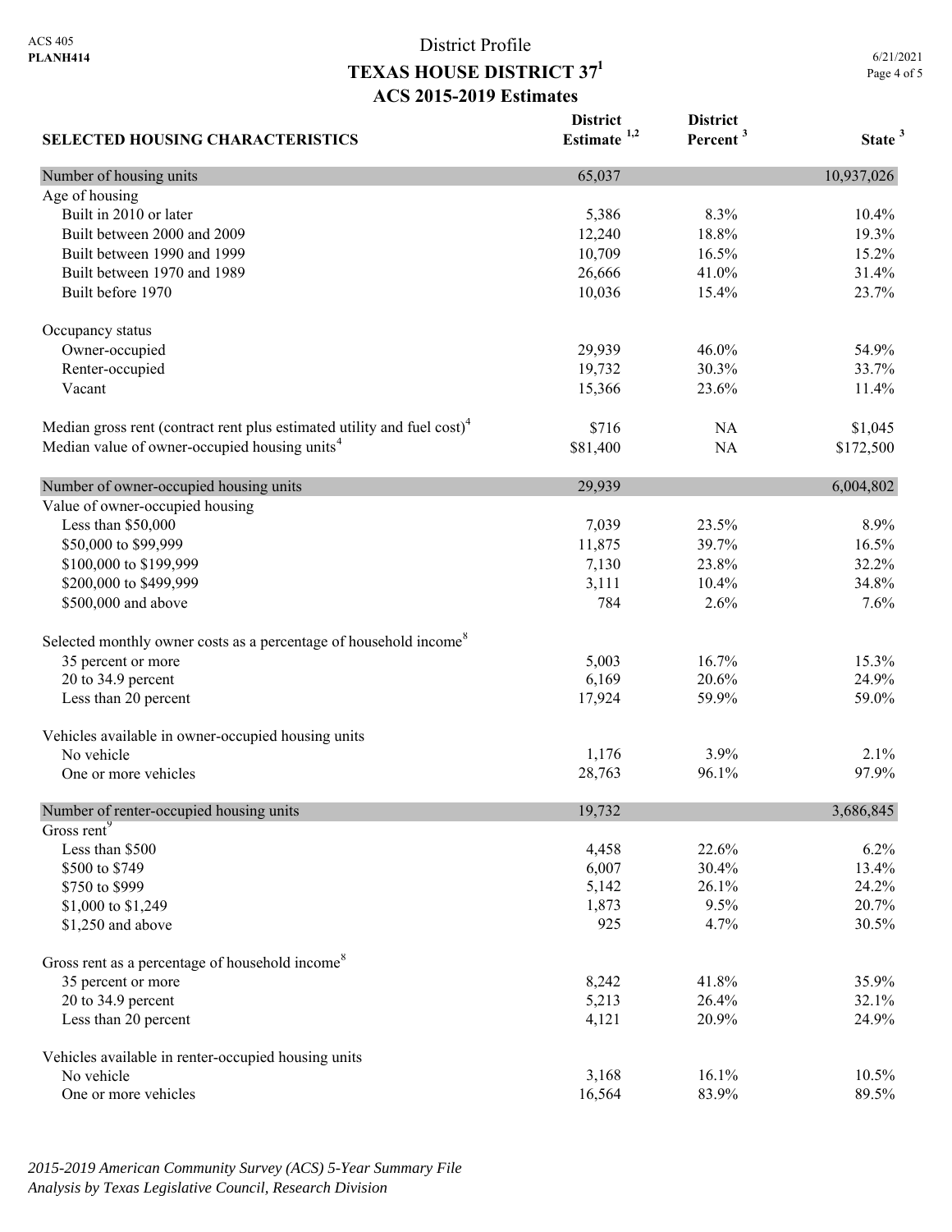ACS 405
**PLANH414**

# District Profile
## TEXAS HOUSE DISTRICT 37[1]
## ACS 2015-2019 Estimates

| SELECTED HOUSING CHARACTERISTICS | District Estimate [1,2] | District Percent [3] | State [3] |
|---|---|---|---|
| **Number of housing units** | **65,037** | | **10,937,026** |
| Age of housing | | | |
| Built in 2010 or later | 5,386 | 8.3% | 10.4% |
| Built between 2000 and 2009 | 12,240 | 18.8% | 19.3% |
| Built between 1990 and 1999 | 10,709 | 16.5% | 15.2% |
| Built between 1970 and 1989 | 26,666 | 41.0% | 31.4% |
| Built before 1970 | 10,036 | 15.4% | 23.7% |
| Occupancy status | | | |
| Owner-occupied | 29,939 | 46.0% | 54.9% |
| Renter-occupied | 19,732 | 30.3% | 33.7% |
| Vacant | 15,366 | 23.6% | 11.4% |
| Median gross rent (contract rent plus estimated utility and fuel cost)[4] | $716 | NA | $1,045 |
| Median value of owner-occupied housing units[4] | $81,400 | NA | $172,500 |
| **Number of owner-occupied housing units** | **29,939** | | **6,004,802** |
| Value of owner-occupied housing | | | |
| Less than $50,000 | 7,039 | 23.5% | 8.9% |
| $50,000 to $99,999 | 11,875 | 39.7% | 16.5% |
| $100,000 to $199,999 | 7,130 | 23.8% | 32.2% |
| $200,000 to $499,999 | 3,111 | 10.4% | 34.8% |
| $500,000 and above | 784 | 2.6% | 7.6% |
| Selected monthly owner costs as a percentage of household income[8] | | | |
| 35 percent or more | 5,003 | 16.7% | 15.3% |
| 20 to 34.9 percent | 6,169 | 20.6% | 24.9% |
| Less than 20 percent | 17,924 | 59.9% | 59.0% |
| Vehicles available in owner-occupied housing units | | | |
| No vehicle | 1,176 | 3.9% | 2.1% |
| One or more vehicles | 28,763 | 96.1% | 97.9% |
| **Number of renter-occupied housing units** | **19,732** | | **3,686,845** |
| Gross rent[9] | | | |
| Less than $500 | 4,458 | 22.6% | 6.2% |
| $500 to $749 | 6,007 | 30.4% | 13.4% |
| $750 to $999 | 5,142 | 26.1% | 24.2% |
| $1,000 to $1,249 | 1,873 | 9.5% | 20.7% |
| $1,250 and above | 925 | 4.7% | 30.5% |
| Gross rent as a percentage of household income[8] | | | |
| 35 percent or more | 8,242 | 41.8% | 35.9% |
| 20 to 34.9 percent | 5,213 | 26.4% | 32.1% |
| Less than 20 percent | 4,121 | 20.9% | 24.9% |
| Vehicles available in renter-occupied housing units | | | |
| No vehicle | 3,168 | 16.1% | 10.5% |
| One or more vehicles | 16,564 | 83.9% | 89.5% |

*2015-2019 American Community Survey (ACS) 5-Year Summary File*
*Analysis by Texas Legislative Council, Research Division*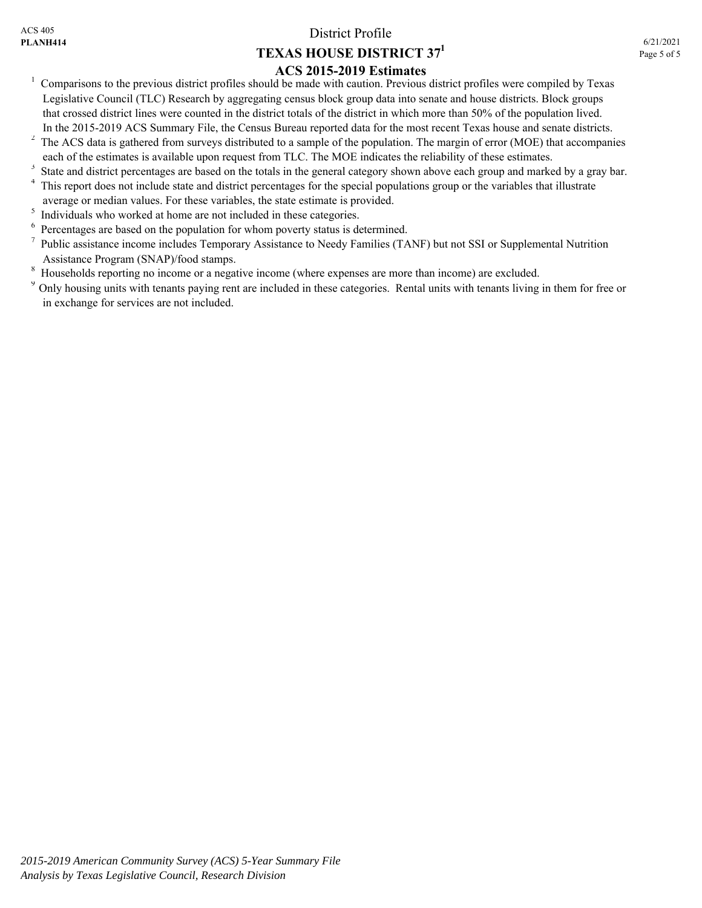# District Profile

## TEXAS HOUSE DISTRICT 37[1]

### ACS 2015-2019 Estimates

[1] Comparisons to the previous district profiles should be made with caution. Previous district profiles were compiled by Texas Legislative Council (TLC) Research by aggregating census block group data into senate and house districts. Block groups that crossed district lines were counted in the district totals of the district in which more than 50% of the population lived. In the 2015-2019 ACS Summary File, the Census Bureau reported data for the most recent Texas house and senate districts.

[2] The ACS data is gathered from surveys distributed to a sample of the population. The margin of error (MOE) that accompanies each of the estimates is available upon request from TLC. The MOE indicates the reliability of these estimates.

[3] State and district percentages are based on the totals in the general category shown above each group and marked by a gray bar.

[4] This report does not include state and district percentages for the special populations group or the variables that illustrate average or median values. For these variables, the state estimate is provided.

[5] Individuals who worked at home are not included in these categories.

[6] Percentages are based on the population for whom poverty status is determined.

[7] Public assistance income includes Temporary Assistance to Needy Families (TANF) but not SSI or Supplemental Nutrition Assistance Program (SNAP)/food stamps.

[8] Households reporting no income or a negative income (where expenses are more than income) are excluded.

[9] Only housing units with tenants paying rent are included in these categories. Rental units with tenants living in them for free or in exchange for services are not included.

*2015-2019 American Community Survey (ACS) 5-Year Summary File*
*Analysis by Texas Legislative Council, Research Division*